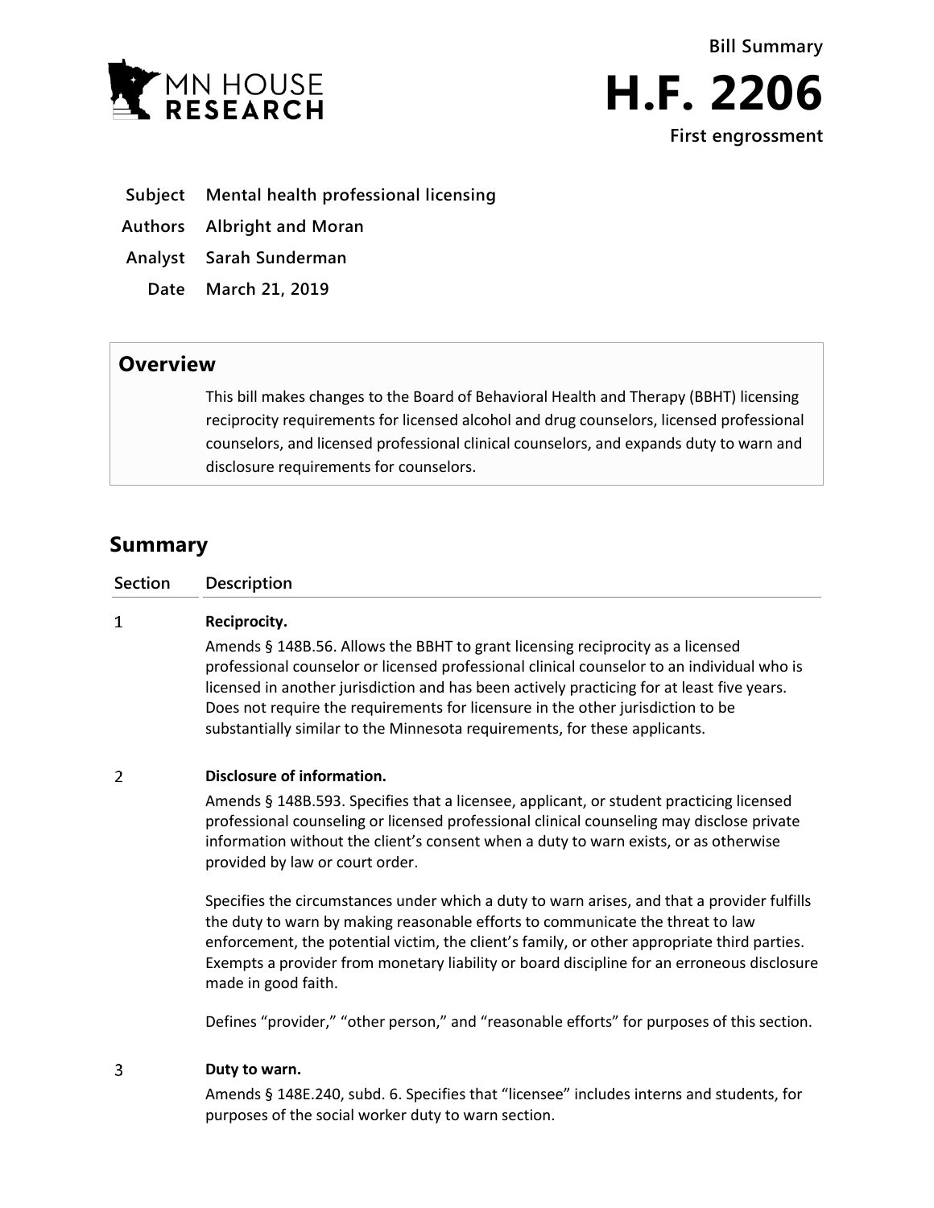**Bill Summary**

# H.F. 2206

**First engrossment**

| | |
|---|---|
| **Subject** | **Mental health professional licensing** |
| **Authors** | **Albright and Moran** |
| **Analyst** | **Sarah Sunderman** |
| **Date** | **March 21, 2019** |

## Overview

This bill makes changes to the Board of Behavioral Health and Therapy (BBHT) licensing reciprocity requirements for licensed alcohol and drug counselors, licensed professional counselors, and licensed professional clinical counselors, and expands duty to warn and disclosure requirements for counselors.

## Summary

| Section | Description |
|---|---|
| 1 | **Reciprocity.**<br><br>Amends § 148B.56. Allows the BBHT to grant licensing reciprocity as a licensed professional counselor or licensed professional clinical counselor to an individual who is licensed in another jurisdiction and has been actively practicing for at least five years. Does not require the requirements for licensure in the other jurisdiction to be substantially similar to the Minnesota requirements, for these applicants. |
| 2 | **Disclosure of information.**<br><br>Amends § 148B.593. Specifies that a licensee, applicant, or student practicing licensed professional counseling or licensed professional clinical counseling may disclose private information without the client's consent when a duty to warn exists, or as otherwise provided by law or court order.<br><br>Specifies the circumstances under which a duty to warn arises, and that a provider fulfills the duty to warn by making reasonable efforts to communicate the threat to law enforcement, the potential victim, the client's family, or other appropriate third parties. Exempts a provider from monetary liability or board discipline for an erroneous disclosure made in good faith.<br><br>Defines "provider," "other person," and "reasonable efforts" for purposes of this section. |
| 3 | **Duty to warn.**<br><br>Amends § 148E.240, subd. 6. Specifies that "licensee" includes interns and students, for purposes of the social worker duty to warn section. |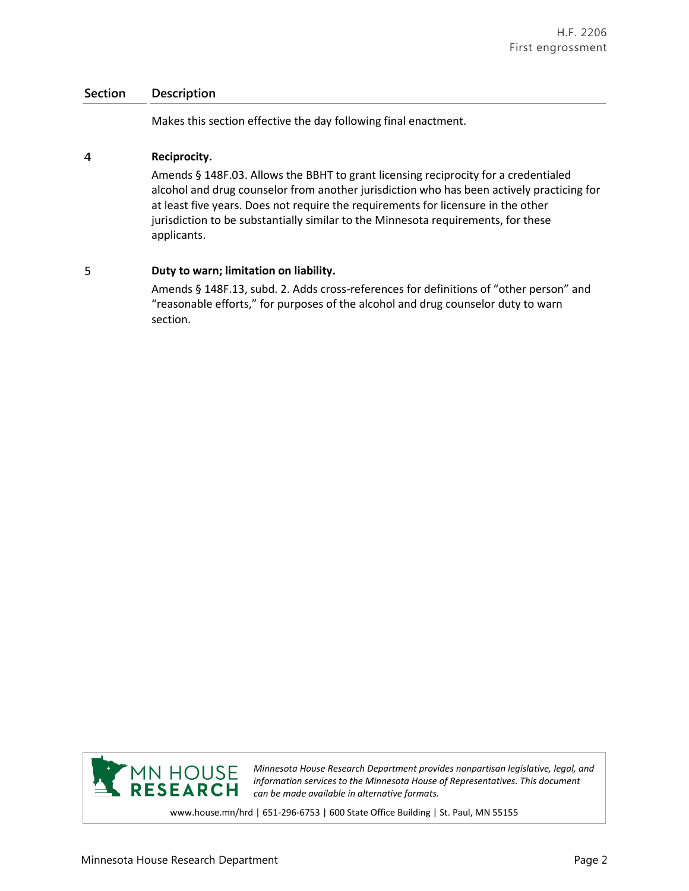| Section | Description |
| --- | --- |
| | Makes this section effective the day following final enactment. |
| 4 | **Reciprocity.**<br>Amends § 148F.03. Allows the BBHT to grant licensing reciprocity for a credentialed alcohol and drug counselor from another jurisdiction who has been actively practicing for at least five years. Does not require the requirements for licensure in the other jurisdiction to be substantially similar to the Minnesota requirements, for these applicants. |
| 5 | **Duty to warn; limitation on liability.**<br>Amends § 148F.13, subd. 2. Adds cross-references for definitions of "other person" and "reasonable efforts," for purposes of the alcohol and drug counselor duty to warn section. |

MN HOUSE RESEARCH

*Minnesota House Research Department provides nonpartisan legislative, legal, and information services to the Minnesota House of Representatives. This document can be made available in alternative formats.*

www.house.mn/hrd | 651-296-6753 | 600 State Office Building | St. Paul, MN 55155